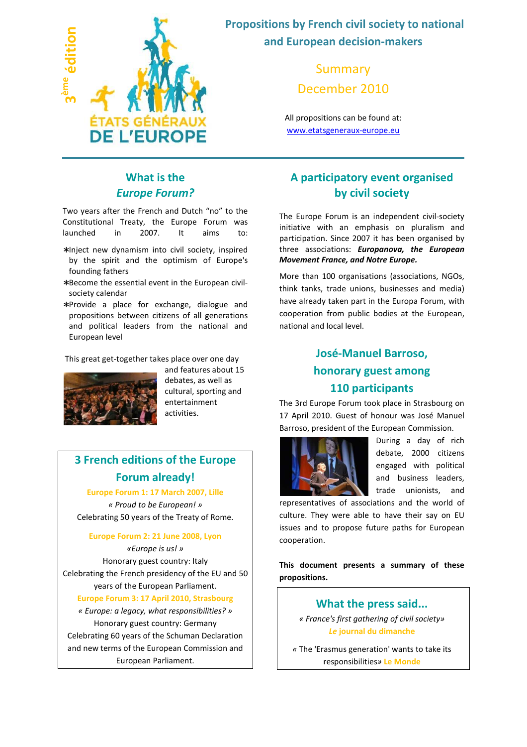3ème édition

ÉTATS GÉNÉRAUX DE L'EUROPE

# Propositions by French civil society to national and European decision-makers

## Summary
## December 2010

All propositions can be found at: [www.etatsgeneraux-europe.eu](http://www.etatsgeneraux-europe.eu)

## What is the *Europe Forum?*

Two years after the French and Dutch "no" to the Constitutional Treaty, the Europe Forum was launched in 2007. It aims to:

- Inject new dynamism into civil society, inspired by the spirit and the optimism of Europe's founding fathers
- Become the essential event in the European civil-society calendar
- Provide a place for exchange, dialogue and propositions between citizens of all generations and political leaders from the national and European level

This great get-together takes place over one day and features about 15 debates, as well as cultural, sporting and entertainment activities.

## 3 French editions of the Europe Forum already!

**Europe Forum 1: 17 March 2007, Lille**
*« Proud to be European! »*
Celebrating 50 years of the Treaty of Rome.

**Europe Forum 2: 21 June 2008, Lyon**
*«Europe is us! »*
Honorary guest country: Italy
Celebrating the French presidency of the EU and 50 years of the European Parliament.

**Europe Forum 3: 17 April 2010, Strasbourg**
*« Europe: a legacy, what responsibilities? »*
Honorary guest country: Germany
Celebrating 60 years of the Schuman Declaration and new terms of the European Commission and European Parliament.

## A participatory event organised by civil society

The Europe Forum is an independent civil-society initiative with an emphasis on pluralism and participation. Since 2007 it has been organised by three associations: ***Europanova, the European Movement France, and Notre Europe.***

More than 100 organisations (associations, NGOs, think tanks, trade unions, businesses and media) have already taken part in the Europa Forum, with cooperation from public bodies at the European, national and local level.

## José-Manuel Barroso, honorary guest among 110 participants

The 3rd Europe Forum took place in Strasbourg on 17 April 2010. Guest of honour was José Manuel Barroso, president of the European Commission.

During a day of rich debate, 2000 citizens engaged with political and business leaders, trade unionists, and representatives of associations and the world of culture. They were able to have their say on EU issues and to propose future paths for European cooperation.

**This document presents a summary of these propositions.**

## What the press said...

*« France's first gathering of civil society»*
***Le* journal du dimanche**

« The 'Erasmus generation' wants to take its responsibilities» **Le Monde**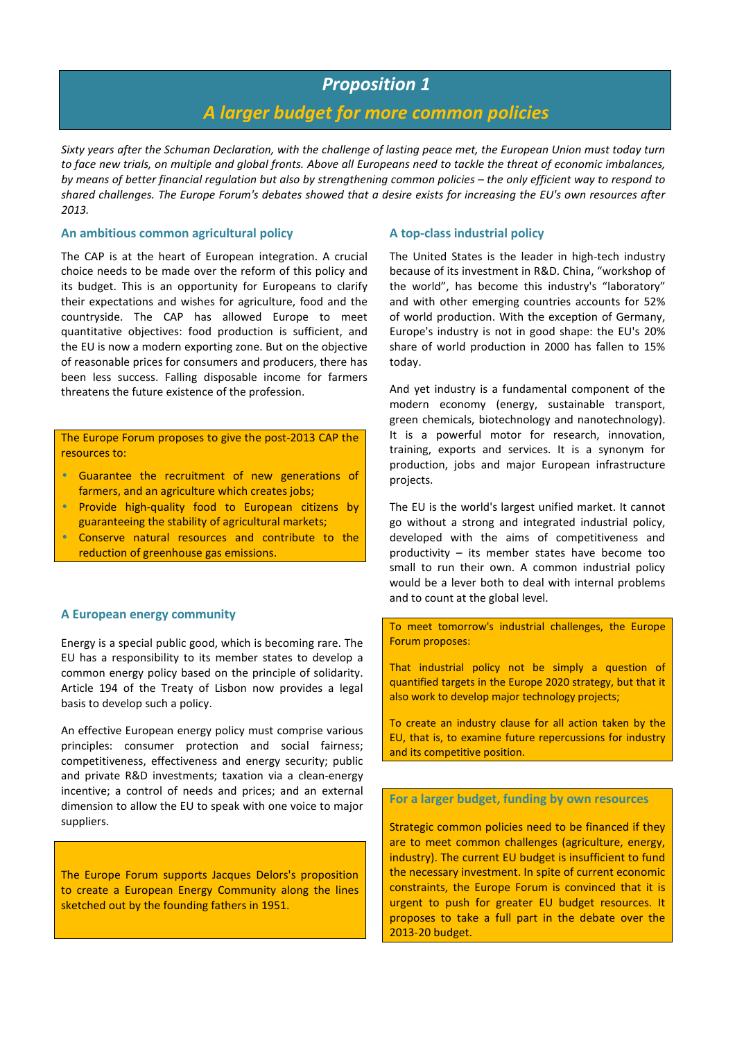# Proposition 1

## *A larger budget for more common policies*

*Sixty years after the Schuman Declaration, with the challenge of lasting peace met, the European Union must today turn to face new trials, on multiple and global fronts. Above all Europeans need to tackle the threat of economic imbalances, by means of better financial regulation but also by strengthening common policies – the only efficient way to respond to shared challenges. The Europe Forum's debates showed that a desire exists for increasing the EU's own resources after 2013.*

### An ambitious common agricultural policy

The CAP is at the heart of European integration. A crucial choice needs to be made over the reform of this policy and its budget. This is an opportunity for Europeans to clarify their expectations and wishes for agriculture, food and the countryside. The CAP has allowed Europe to meet quantitative objectives: food production is sufficient, and the EU is now a modern exporting zone. But on the objective of reasonable prices for consumers and producers, there has been less success. Falling disposable income for farmers threatens the future existence of the profession.

The Europe Forum proposes to give the post-2013 CAP the resources to:

- Guarantee the recruitment of new generations of farmers, and an agriculture which creates jobs;
- Provide high-quality food to European citizens by guaranteeing the stability of agricultural markets;
- Conserve natural resources and contribute to the reduction of greenhouse gas emissions.

### A European energy community

Energy is a special public good, which is becoming rare. The EU has a responsibility to its member states to develop a common energy policy based on the principle of solidarity. Article 194 of the Treaty of Lisbon now provides a legal basis to develop such a policy.

An effective European energy policy must comprise various principles: consumer protection and social fairness; competitiveness, effectiveness and energy security; public and private R&D investments; taxation via a clean-energy incentive; a control of needs and prices; and an external dimension to allow the EU to speak with one voice to major suppliers.

The Europe Forum supports Jacques Delors's proposition to create a European Energy Community along the lines sketched out by the founding fathers in 1951.

### A top-class industrial policy

The United States is the leader in high-tech industry because of its investment in R&D. China, "workshop of the world", has become this industry's "laboratory" and with other emerging countries accounts for 52% of world production. With the exception of Germany, Europe's industry is not in good shape: the EU's 20% share of world production in 2000 has fallen to 15% today.

And yet industry is a fundamental component of the modern economy (energy, sustainable transport, green chemicals, biotechnology and nanotechnology). It is a powerful motor for research, innovation, training, exports and services. It is a synonym for production, jobs and major European infrastructure projects.

The EU is the world's largest unified market. It cannot go without a strong and integrated industrial policy, developed with the aims of competitiveness and productivity – its member states have become too small to run their own. A common industrial policy would be a lever both to deal with internal problems and to count at the global level.

To meet tomorrow's industrial challenges, the Europe Forum proposes:

That industrial policy not be simply a question of quantified targets in the Europe 2020 strategy, but that it also work to develop major technology projects;

To create an industry clause for all action taken by the EU, that is, to examine future repercussions for industry and its competitive position.

### For a larger budget, funding by own resources

Strategic common policies need to be financed if they are to meet common challenges (agriculture, energy, industry). The current EU budget is insufficient to fund the necessary investment. In spite of current economic constraints, the Europe Forum is convinced that it is urgent to push for greater EU budget resources. It proposes to take a full part in the debate over the 2013-20 budget.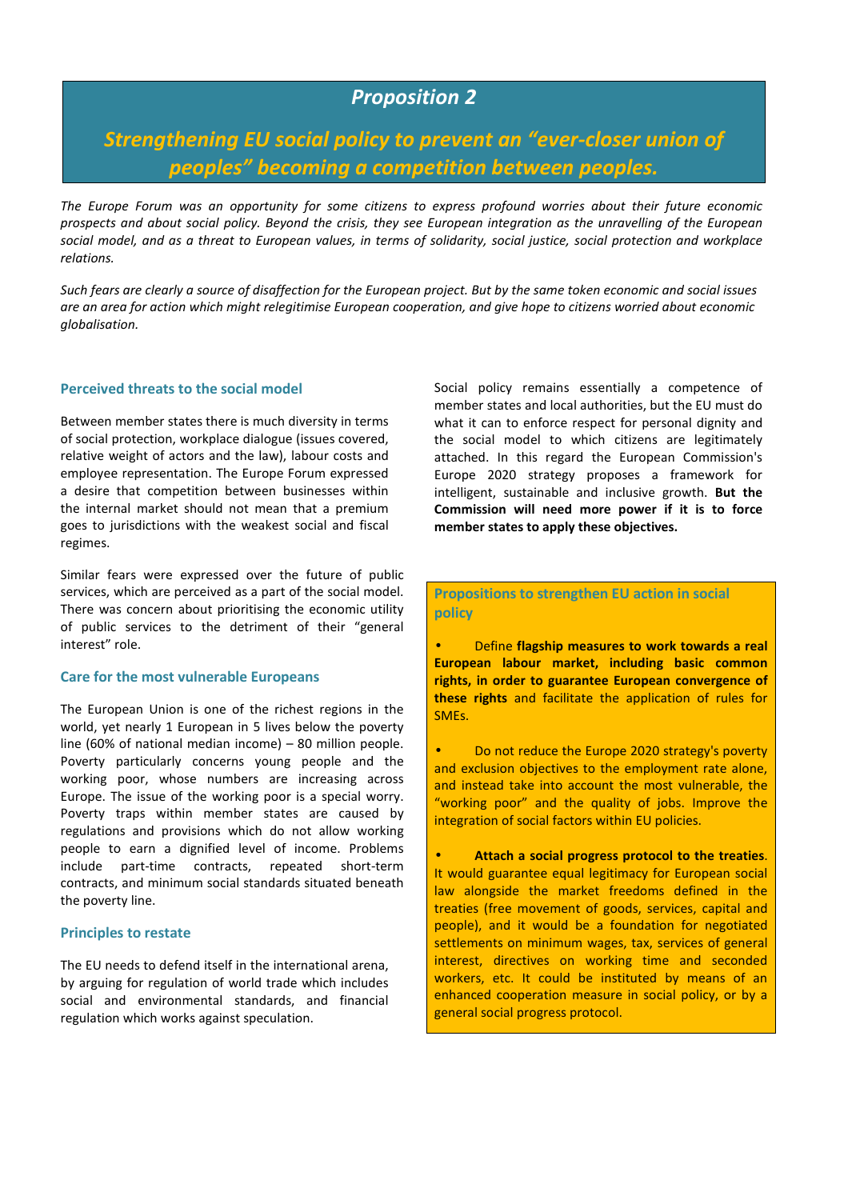## *Proposition 2*

## *Strengthening EU social policy to prevent an "ever-closer union of peoples" becoming a competition between peoples.*

*The Europe Forum was an opportunity for some citizens to express profound worries about their future economic prospects and about social policy. Beyond the crisis, they see European integration as the unravelling of the European social model, and as a threat to European values, in terms of solidarity, social justice, social protection and workplace relations.*

*Such fears are clearly a source of disaffection for the European project. But by the same token economic and social issues are an area for action which might relegitimise European cooperation, and give hope to citizens worried about economic globalisation.*

### Perceived threats to the social model

Between member states there is much diversity in terms of social protection, workplace dialogue (issues covered, relative weight of actors and the law), labour costs and employee representation. The Europe Forum expressed a desire that competition between businesses within the internal market should not mean that a premium goes to jurisdictions with the weakest social and fiscal regimes.

Similar fears were expressed over the future of public services, which are perceived as a part of the social model. There was concern about prioritising the economic utility of public services to the detriment of their "general interest" role.

### Care for the most vulnerable Europeans

The European Union is one of the richest regions in the world, yet nearly 1 European in 5 lives below the poverty line (60% of national median income) – 80 million people. Poverty particularly concerns young people and the working poor, whose numbers are increasing across Europe. The issue of the working poor is a special worry. Poverty traps within member states are caused by regulations and provisions which do not allow working people to earn a dignified level of income. Problems include part-time contracts, repeated short-term contracts, and minimum social standards situated beneath the poverty line.

### Principles to restate

The EU needs to defend itself in the international arena, by arguing for regulation of world trade which includes social and environmental standards, and financial regulation which works against speculation.

Social policy remains essentially a competence of member states and local authorities, but the EU must do what it can to enforce respect for personal dignity and the social model to which citizens are legitimately attached. In this regard the European Commission's Europe 2020 strategy proposes a framework for intelligent, sustainable and inclusive growth. **But the Commission will need more power if it is to force member states to apply these objectives.**

### Propositions to strengthen EU action in social policy

- Define **flagship measures to work towards a real European labour market, including basic common rights, in order to guarantee European convergence of these rights** and facilitate the application of rules for SMEs.

- Do not reduce the Europe 2020 strategy's poverty and exclusion objectives to the employment rate alone, and instead take into account the most vulnerable, the "working poor" and the quality of jobs. Improve the integration of social factors within EU policies.

- **Attach a social progress protocol to the treaties**. It would guarantee equal legitimacy for European social law alongside the market freedoms defined in the treaties (free movement of goods, services, capital and people), and it would be a foundation for negotiated settlements on minimum wages, tax, services of general interest, directives on working time and seconded workers, etc. It could be instituted by means of an enhanced cooperation measure in social policy, or by a general social progress protocol.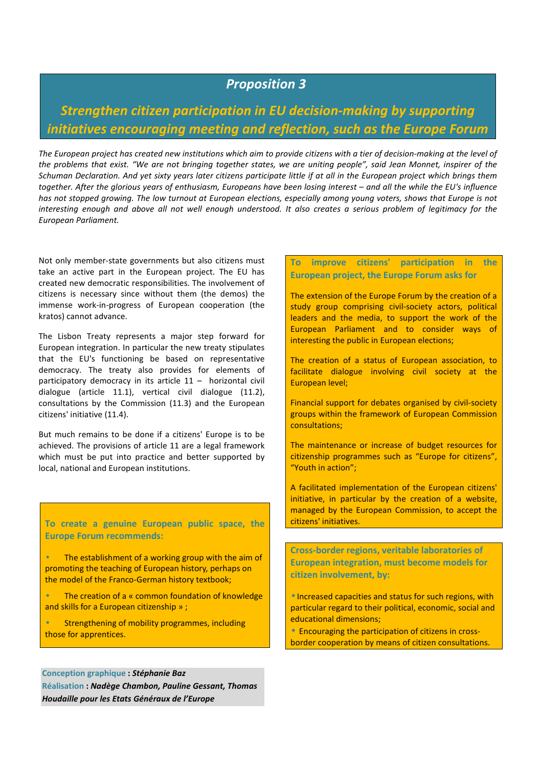# Proposition 3

## Strengthen citizen participation in EU decision-making by supporting initiatives encouraging meeting and reflection, such as the Europe Forum

*The European project has created new institutions which aim to provide citizens with a tier of decision-making at the level of the problems that exist. "We are not bringing together states, we are uniting people", said Jean Monnet, inspirer of the Schuman Declaration. And yet sixty years later citizens participate little if at all in the European project which brings them together. After the glorious years of enthusiasm, Europeans have been losing interest – and all the while the EU's influence has not stopped growing. The low turnout at European elections, especially among young voters, shows that Europe is not interesting enough and above all not well enough understood. It also creates a serious problem of legitimacy for the European Parliament.*

Not only member-state governments but also citizens must take an active part in the European project. The EU has created new democratic responsibilities. The involvement of citizens is necessary since without them (the demos) the immense work-in-progress of European cooperation (the kratos) cannot advance.

The Lisbon Treaty represents a major step forward for European integration. In particular the new treaty stipulates that the EU's functioning be based on representative democracy. The treaty also provides for elements of participatory democracy in its article 11 – horizontal civil dialogue (article 11.1), vertical civil dialogue (11.2), consultations by the Commission (11.3) and the European citizens' initiative (11.4).

But much remains to be done if a citizens' Europe is to be achieved. The provisions of article 11 are a legal framework which must be put into practice and better supported by local, national and European institutions.

**To create a genuine European public space, the Europe Forum recommends:**

- The establishment of a working group with the aim of promoting the teaching of European history, perhaps on the model of the Franco-German history textbook;
- The creation of a « common foundation of knowledge and skills for a European citizenship » ;
- Strengthening of mobility programmes, including those for apprentices.

**To improve citizens' participation in the European project, the Europe Forum asks for**

The extension of the Europe Forum by the creation of a study group comprising civil-society actors, political leaders and the media, to support the work of the European Parliament and to consider ways of interesting the public in European elections;

The creation of a status of European association, to facilitate dialogue involving civil society at the European level;

Financial support for debates organised by civil-society groups within the framework of European Commission consultations;

The maintenance or increase of budget resources for citizenship programmes such as "Europe for citizens", "Youth in action";

A facilitated implementation of the European citizens' initiative, in particular by the creation of a website, managed by the European Commission, to accept the citizens' initiatives.

**Cross-border regions, veritable laboratories of European integration, must become models for citizen involvement, by:**

- Increased capacities and status for such regions, with particular regard to their political, economic, social and educational dimensions;
- Encouraging the participation of citizens in cross-border cooperation by means of citizen consultations.

**Conception graphique** : ***Stéphanie Baz***
**Réalisation** : ***Nadège Chambon, Pauline Gessant, Thomas Houdaille pour les Etats Généraux de l'Europe***